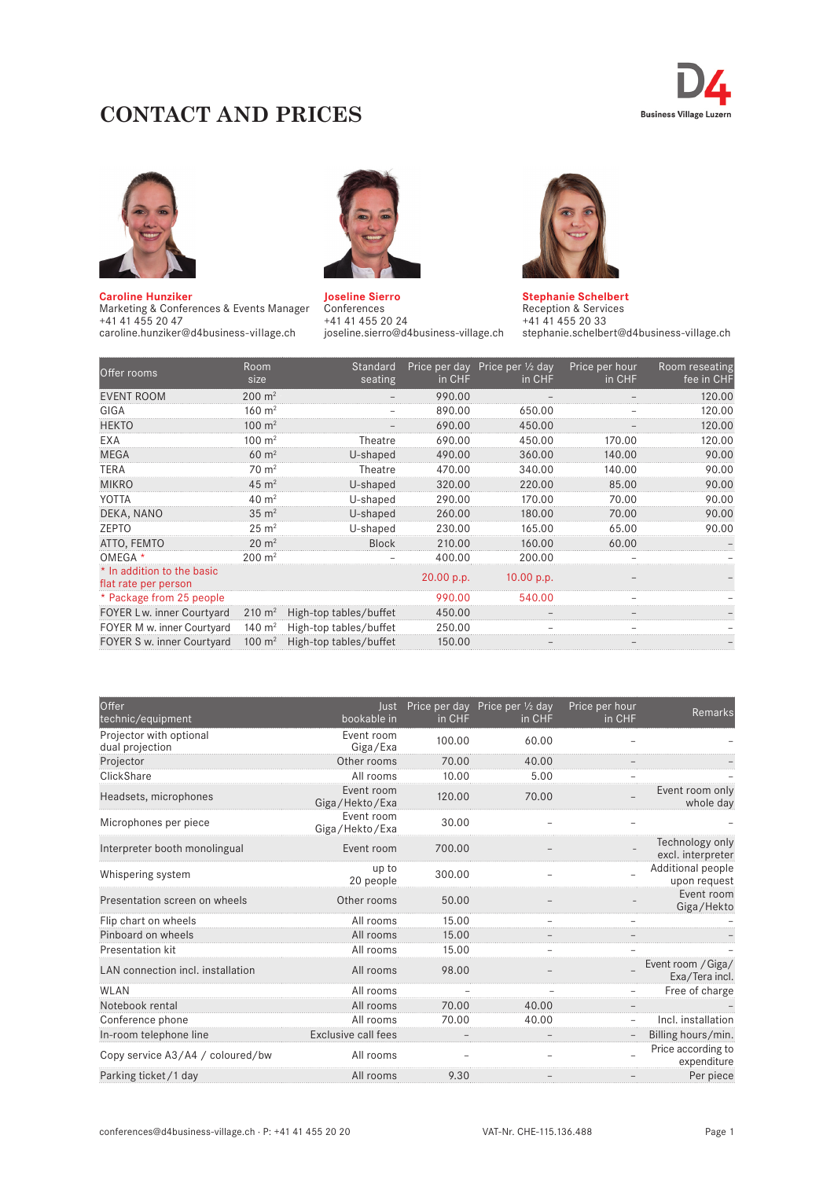# CONTACT AND PRICES

D4 Business Village Luzern

**Caroline Hunziker**
Marketing & Conferences & Events Manager
+41 41 455 20 47
caroline.hunziker@d4business-village.ch

**Joseline Sierro**
Conferences
+41 41 455 20 24
joseline.sierro@d4business-village.ch

**Stephanie Schelbert**
Reception & Services
+41 41 455 20 33
stephanie.schelbert@d4business-village.ch

| Offer rooms | Room size | Standard seating | Price per day in CHF | Price per ½ day in CHF | Price per hour in CHF | Room reseating fee in CHF |
|---|---|---|---|---|---|---|
| EVENT ROOM | 200 m² | – | 990.00 | – | – | 120.00 |
| GIGA | 160 m² | – | 890.00 | 650.00 | – | 120.00 |
| HEKTO | 100 m² | – | 690.00 | 450.00 | – | 120.00 |
| EXA | 100 m² | Theatre | 690.00 | 450.00 | 170.00 | 120.00 |
| MEGA | 60 m² | U-shaped | 490.00 | 360.00 | 140.00 | 90.00 |
| TERA | 70 m² | Theatre | 470.00 | 340.00 | 140.00 | 90.00 |
| MIKRO | 45 m² | U-shaped | 320.00 | 220.00 | 85.00 | 90.00 |
| YOTTA | 40 m² | U-shaped | 290.00 | 170.00 | 70.00 | 90.00 |
| DEKA, NANO | 35 m² | U-shaped | 260.00 | 180.00 | 70.00 | 90.00 |
| ZEPTO | 25 m² | U-shaped | 230.00 | 165.00 | 65.00 | 90.00 |
| ATTO, FEMTO | 20 m² | Block | 210.00 | 160.00 | 60.00 | – |
| OMEGA * | 200 m² | – | 400.00 | 200.00 | – | – |
| * In addition to the basic flat rate per person | | | 20.00 p.p. | 10.00 p.p. | – | – |
| * Package from 25 people | | | 990.00 | 540.00 | – | – |
| FOYER L w. inner Courtyard | 210 m² | High-top tables/buffet | 450.00 | – | – | – |
| FOYER M w. inner Courtyard | 140 m² | High-top tables/buffet | 250.00 | – | – | – |
| FOYER S w. inner Courtyard | 100 m² | High-top tables/buffet | 150.00 | – | – | – |

| Offer technic/equipment | Just bookable in | Price per day in CHF | Price per ½ day in CHF | Price per hour in CHF | Remarks |
|---|---|---|---|---|---|
| Projector with optional dual projection | Event room Giga/Exa | 100.00 | 60.00 | – | – |
| Projector | Other rooms | 70.00 | 40.00 | – | – |
| ClickShare | All rooms | 10.00 | 5.00 | – | – |
| Headsets, microphones | Event room Giga/Hekto/Exa | 120.00 | 70.00 | – | Event room only whole day |
| Microphones per piece | Event room Giga/Hekto/Exa | 30.00 | – | – | – |
| Interpreter booth monolingual | Event room | 700.00 | – | – | Technology only excl. interpreter |
| Whispering system | up to 20 people | 300.00 | – | – | Additional people upon request |
| Presentation screen on wheels | Other rooms | 50.00 | – | – | Event room Giga/Hekto |
| Flip chart on wheels | All rooms | 15.00 | – | – | – |
| Pinboard on wheels | All rooms | 15.00 | – | – | – |
| Presentation kit | All rooms | 15.00 | – | – | – |
| LAN connection incl. installation | All rooms | 98.00 | – | – | Event room / Giga/ Exa/Tera incl. |
| WLAN | All rooms | – | – | – | Free of charge |
| Notebook rental | All rooms | 70.00 | 40.00 | – | – |
| Conference phone | All rooms | 70.00 | 40.00 | – | Incl. installation |
| In-room telephone line | Exclusive call fees | – | – | – | Billing hours/min. |
| Copy service A3/A4 / coloured/bw | All rooms | – | – | – | Price according to expenditure |
| Parking ticket/1 day | All rooms | 9.30 | – | – | Per piece |

conferences@d4business-village.ch · P: +41 41 455 20 20

VAT-Nr. CHE-115.136.488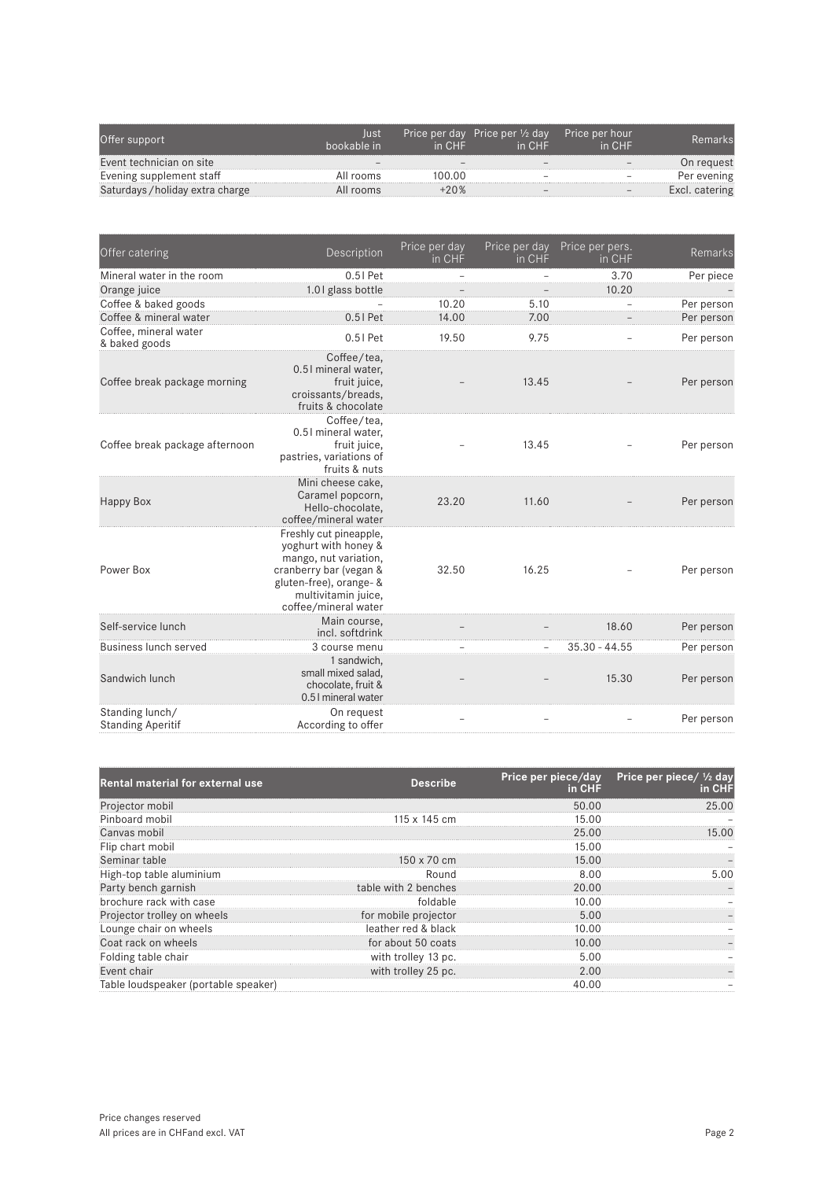| Offer support | Just bookable in | Price per day in CHF | Price per ½ day in CHF | Price per hour in CHF | Remarks |
|---|---|---|---|---|---|
| Event technician on site | – | – | – | – | On request |
| Evening supplement staff | All rooms | 100.00 | – | – | Per evening |
| Saturdays / holiday extra charge | All rooms | +20% | – | – | Excl. catering |

| Offer catering | Description | Price per day in CHF | Price per day in CHF | Price per pers. in CHF | Remarks |
|---|---|---|---|---|---|
| Mineral water in the room | 0.5 l Pet | – | – | 3.70 | Per piece |
| Orange juice | 1.0 l glass bottle | – | – | 10.20 | – |
| Coffee & baked goods | – | 10.20 | 5.10 | – | Per person |
| Coffee & mineral water | 0.5 l Pet | 14.00 | 7.00 | – | Per person |
| Coffee, mineral water & baked goods | 0.5 l Pet | 19.50 | 9.75 | – | Per person |
| Coffee break package morning | Coffee/tea, 0.5 l mineral water, fruit juice, croissants/breads, fruits & chocolate | – | 13.45 | – | Per person |
| Coffee break package afternoon | Coffee/tea, 0.5 l mineral water, fruit juice, pastries, variations of fruits & nuts | – | 13.45 | – | Per person |
| Happy Box | Mini cheese cake, Caramel popcorn, Hello-chocolate, coffee/mineral water | 23.20 | 11.60 | – | Per person |
| Power Box | Freshly cut pineapple, yoghurt with honey & mango, nut variation, cranberry bar (vegan & gluten-free), orange- & multivitamin juice, coffee/mineral water | 32.50 | 16.25 | – | Per person |
| Self-service lunch | Main course, incl. softdrink | – | – | 18.60 | Per person |
| Business lunch served | 3 course menu | – | – | 35.30 - 44.55 | Per person |
| Sandwich lunch | 1 sandwich, small mixed salad, chocolate, fruit & 0.5 l mineral water | – | – | 15.30 | Per person |
| Standing lunch/ Standing Aperitif | On request According to offer | – | – | – | Per person |

| Rental material for external use | Describe | Price per piece/day in CHF | Price per piece/ ½ day in CHF |
|---|---|---|---|
| Projector mobil | | 50.00 | 25.00 |
| Pinboard mobil | 115 x 145 cm | 15.00 | – |
| Canvas mobil | | 25.00 | 15.00 |
| Flip chart mobil | | 15.00 | – |
| Seminar table | 150 x 70 cm | 15.00 | – |
| High-top table aluminium | Round | 8.00 | 5.00 |
| Party bench garnish | table with 2 benches | 20.00 | – |
| brochure rack with case | foldable | 10.00 | – |
| Projector trolley on wheels | for mobile projector | 5.00 | – |
| Lounge chair on wheels | leather red & black | 10.00 | – |
| Coat rack on wheels | for about 50 coats | 10.00 | – |
| Folding table chair | with trolley 13 pc. | 5.00 | – |
| Event chair | with trolley 25 pc. | 2.00 | – |
| Table loudspeaker (portable speaker) | | 40.00 | – |

Price changes reserved
All prices are in CHFand excl. VAT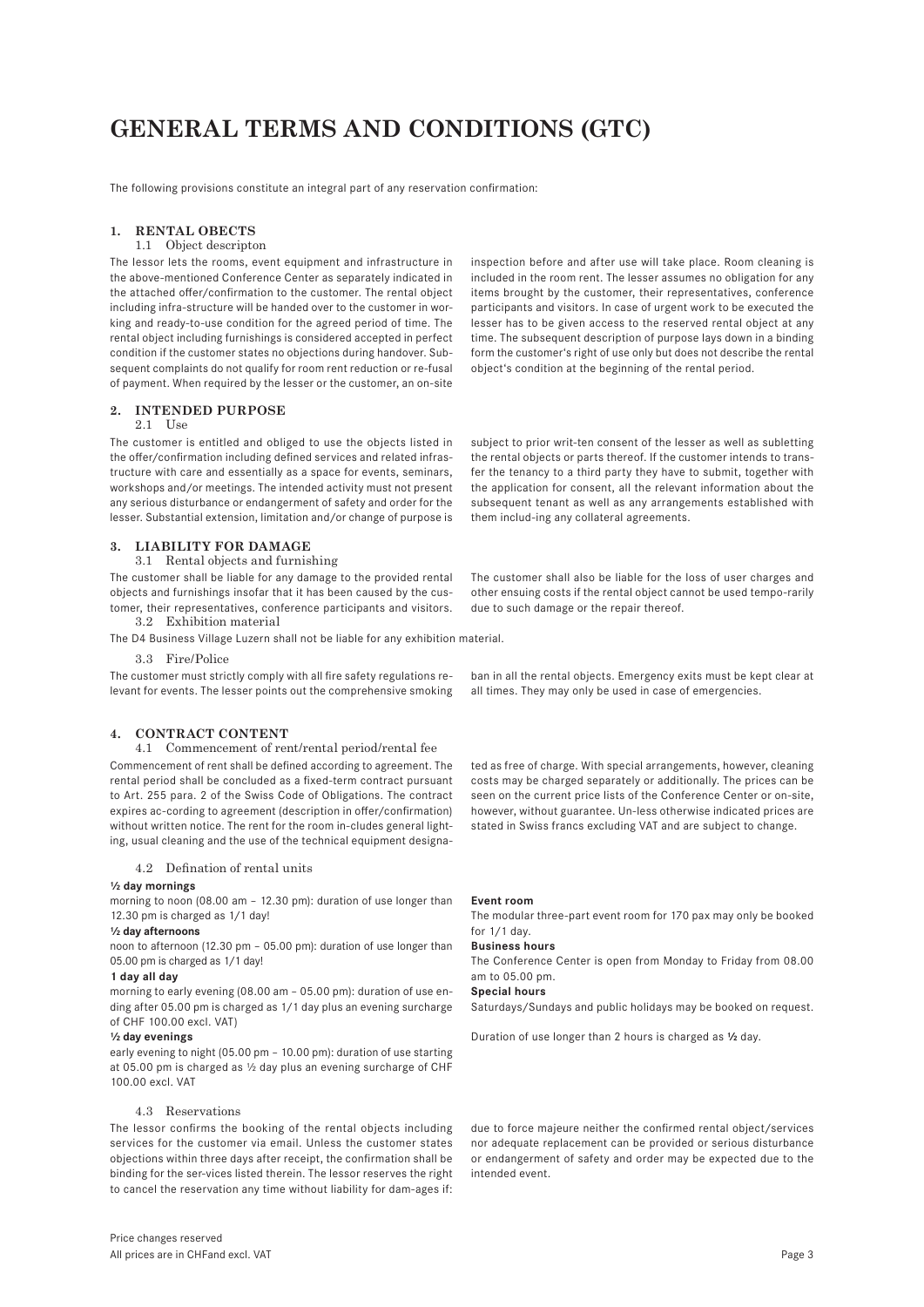# GENERAL TERMS AND CONDITIONS (GTC)

The following provisions constitute an integral part of any reservation confirmation:

## 1. RENTAL OBECTS

### 1.1 Object descripton

The lessor lets the rooms, event equipment and infrastructure in the above-mentioned Conference Center as separately indicated in the attached offer/confirmation to the customer. The rental object including infra-structure will be handed over to the customer in working and ready-to-use condition for the agreed period of time. The rental object including furnishings is considered accepted in perfect condition if the customer states no objections during handover. Subsequent complaints do not qualify for room rent reduction or re-fusal of payment. When required by the lesser or the customer, an on-site inspection before and after use will take place. Room cleaning is included in the room rent. The lesser assumes no obligation for any items brought by the customer, their representatives, conference participants and visitors. In case of urgent work to be executed the lesser has to be given access to the reserved rental object at any time. The subsequent description of purpose lays down in a binding form the customer's right of use only but does not describe the rental object's condition at the beginning of the rental period.

## 2. INTENDED PURPOSE

### 2.1 Use

The customer is entitled and obliged to use the objects listed in the offer/confirmation including defined services and related infrastructure with care and essentially as a space for events, seminars, workshops and/or meetings. The intended activity must not present any serious disturbance or endangerment of safety and order for the lesser. Substantial extension, limitation and/or change of purpose is subject to prior writ-ten consent of the lesser as well as subletting the rental objects or parts thereof. If the customer intends to transfer the tenancy to a third party they have to submit, together with the application for consent, all the relevant information about the subsequent tenant as well as any arrangements established with them includ-ing any collateral agreements.

## 3. LIABILITY FOR DAMAGE

### 3.1 Rental objects and furnishing

The customer shall be liable for any damage to the provided rental objects and furnishings insofar that it has been caused by the customer, their representatives, conference participants and visitors. The customer shall also be liable for the loss of user charges and other ensuing costs if the rental object cannot be used tempo-rarily due to such damage or the repair thereof.

### 3.2 Exhibition material

The D4 Business Village Luzern shall not be liable for any exhibition material.

### 3.3 Fire/Police

The customer must strictly comply with all fire safety regulations relevant for events. The lesser points out the comprehensive smoking ban in all the rental objects. Emergency exits must be kept clear at all times. They may only be used in case of emergencies.

## 4. CONTRACT CONTENT

### 4.1 Commencement of rent/rental period/rental fee

Commencement of rent shall be defined according to agreement. The rental period shall be concluded as a fixed-term contract pursuant to Art. 255 para. 2 of the Swiss Code of Obligations. The contract expires ac-cording to agreement (description in offer/confirmation) without written notice. The rent for the room in-cludes general lighting, usual cleaning and the use of the technical equipment designated as free of charge. With special arrangements, however, cleaning costs may be charged separately or additionally. The prices can be seen on the current price lists of the Conference Center or on-site, however, without guarantee. Un-less otherwise indicated prices are stated in Swiss francs excluding VAT and are subject to change.

### 4.2 Defination of rental units

**½ day mornings**

morning to noon (08.00 am – 12.30 pm): duration of use longer than 12.30 pm is charged as 1/1 day!

**½ day afternoons**

noon to afternoon (12.30 pm – 05.00 pm): duration of use longer than 05.00 pm is charged as 1/1 day!

**1 day all day**

morning to early evening (08.00 am – 05.00 pm): duration of use ending after 05.00 pm is charged as 1/1 day plus an evening surcharge of CHF 100.00 excl. VAT)

**½ day evenings**

early evening to night (05.00 pm – 10.00 pm): duration of use starting at 05.00 pm is charged as ½ day plus an evening surcharge of CHF 100.00 excl. VAT

**Event room**

The modular three-part event room for 170 pax may only be booked for 1/1 day.

**Business hours**

The Conference Center is open from Monday to Friday from 08.00 am to 05.00 pm.

**Special hours**

Saturdays/Sundays and public holidays may be booked on request.

Duration of use longer than 2 hours is charged as ½ day.

### 4.3 Reservations

The lessor confirms the booking of the rental objects including services for the customer via email. Unless the customer states objections within three days after receipt, the confirmation shall be binding for the ser-vices listed therein. The lessor reserves the right to cancel the reservation any time without liability for dam-ages if: due to force majeure neither the confirmed rental object/services nor adequate replacement can be provided or serious disturbance or endangerment of safety and order may be expected due to the intended event.

Price changes reserved
All prices are in CHFand excl. VAT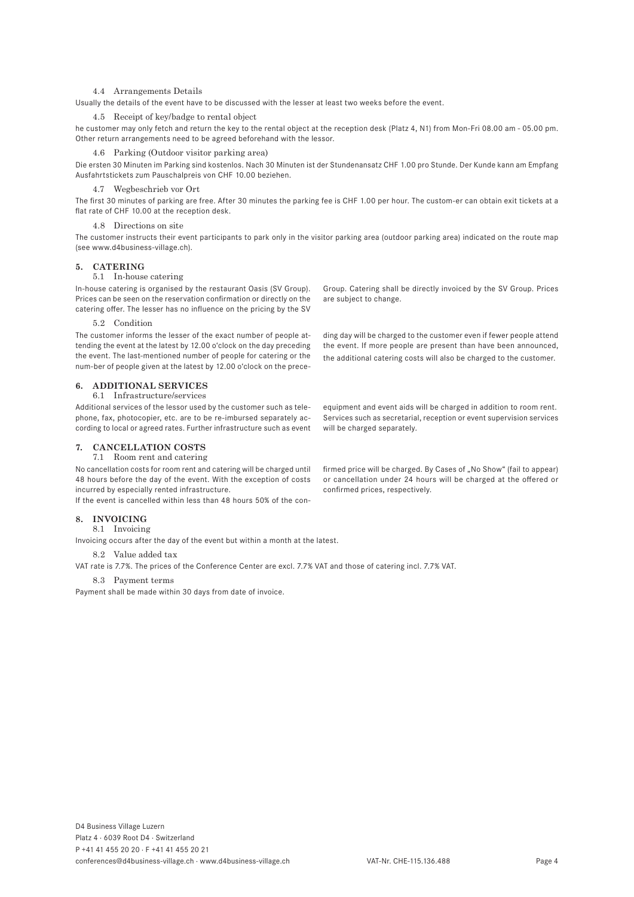#### 4.4 Arrangements Details

Usually the details of the event have to be discussed with the lesser at least two weeks before the event.

#### 4.5 Receipt of key/badge to rental object

he customer may only fetch and return the key to the rental object at the reception desk (Platz 4, N1) from Mon-Fri 08.00 am - 05.00 pm. Other return arrangements need to be agreed beforehand with the lessor.

#### 4.6 Parking (Outdoor visitor parking area)

Die ersten 30 Minuten im Parking sind kostenlos. Nach 30 Minuten ist der Stundenansatz CHF 1.00 pro Stunde. Der Kunde kann am Empfang Ausfahrtstickets zum Pauschalpreis von CHF 10.00 beziehen.

#### 4.7 Wegbeschrieb vor Ort

The first 30 minutes of parking are free. After 30 minutes the parking fee is CHF 1.00 per hour. The custom-er can obtain exit tickets at a flat rate of CHF 10.00 at the reception desk.

#### 4.8 Directions on site

The customer instructs their event participants to park only in the visitor parking area (outdoor parking area) indicated on the route map (see www.d4business-village.ch).

## 5. CATERING

#### 5.1 In-house catering

In-house catering is organised by the restaurant Oasis (SV Group). Prices can be seen on the reservation confirmation or directly on the catering offer. The lesser has no influence on the pricing by the SV Group. Catering shall be directly invoiced by the SV Group. Prices are subject to change.

#### 5.2 Condition

The customer informs the lesser of the exact number of people attending the event at the latest by 12.00 o'clock on the day preceding the event. The last-mentioned number of people for catering or the num-ber of people given at the latest by 12.00 o'clock on the preceding day will be charged to the customer even if fewer people attend the event. If more people are present than have been announced, the additional catering costs will also be charged to the customer.

## 6. ADDITIONAL SERVICES

#### 6.1 Infrastructure/services

Additional services of the lessor used by the customer such as telephone, fax, photocopier, etc. are to be re-imbursed separately according to local or agreed rates. Further infrastructure such as event equipment and event aids will be charged in addition to room rent. Services such as secretarial, reception or event supervision services will be charged separately.

## 7. CANCELLATION COSTS

#### 7.1 Room rent and catering

No cancellation costs for room rent and catering will be charged until 48 hours before the day of the event. With the exception of costs incurred by especially rented infrastructure.

If the event is cancelled within less than 48 hours 50% of the confirmed price will be charged. By Cases of „No Show" (fail to appear) or cancellation under 24 hours will be charged at the offered or confirmed prices, respectively.

## 8. INVOICING

#### 8.1 Invoicing

Invoicing occurs after the day of the event but within a month at the latest.

#### 8.2 Value added tax

VAT rate is 7.7%. The prices of the Conference Center are excl. 7.7% VAT and those of catering incl. 7.7% VAT.

#### 8.3 Payment terms

Payment shall be made within 30 days from date of invoice.

D4 Business Village Luzern  
Platz 4 · 6039 Root D4 · Switzerland  
P +41 41 455 20 20 · F +41 41 455 20 21  
conferences@d4business-village.ch · www.d4business-village.ch

VAT-Nr. CHE-115.136.488